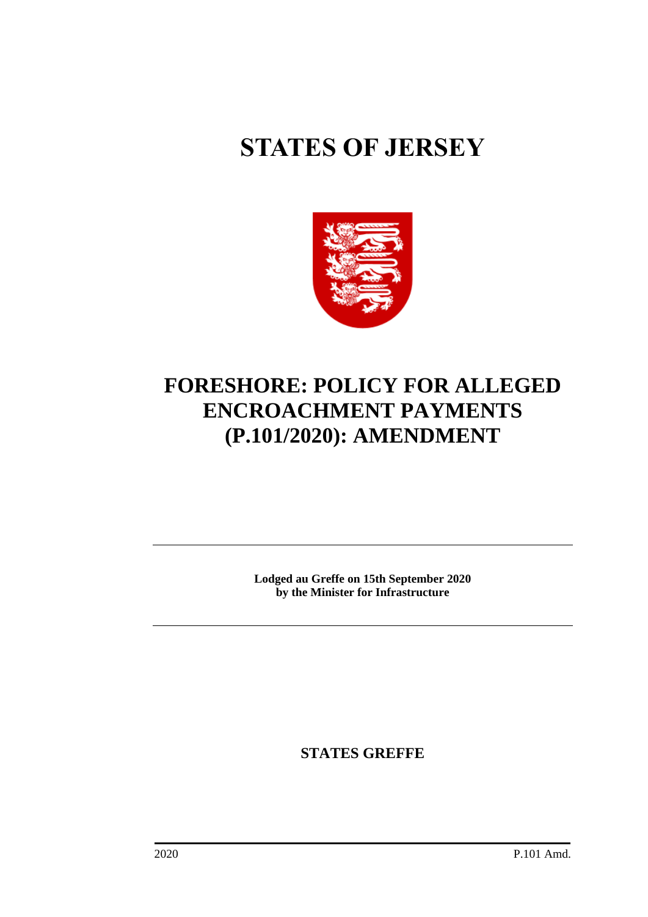# STATES OF JERSEY

# FORESHORE: POLICY FOR ALLEGED ENCROACHMENT PAYMENTS (P.101/2020): AMENDMENT

**Lodged au Greffe on 15th September 2020**
**by the Minister for Infrastructure**

**STATES GREFFE**

2020 P.101 Amd.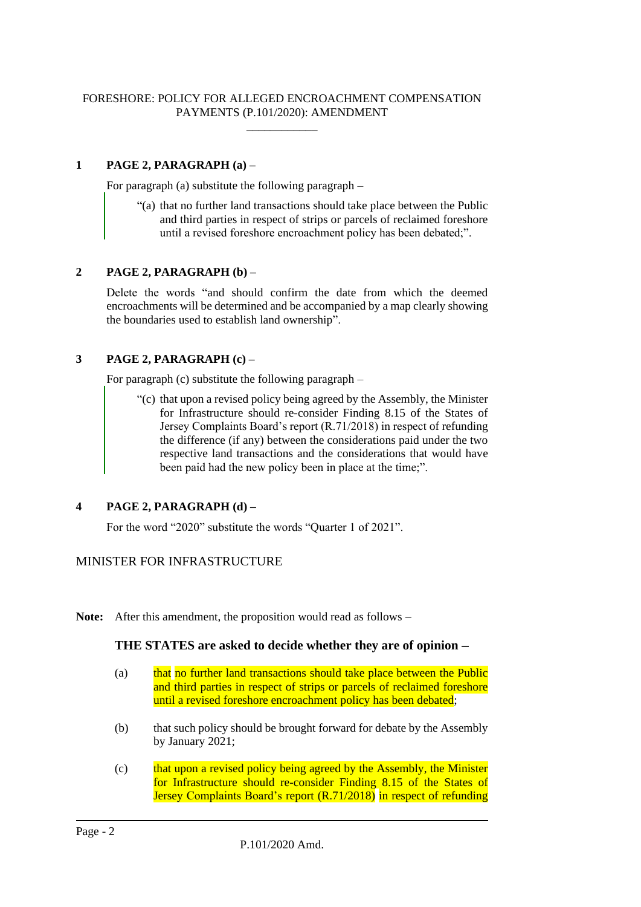FORESHORE: POLICY FOR ALLEGED ENCROACHMENT COMPENSATION PAYMENTS (P.101/2020): AMENDMENT

---

**1 PAGE 2, PARAGRAPH (a) –**

For paragraph (a) substitute the following paragraph –

> "(a) that no further land transactions should take place between the Public and third parties in respect of strips or parcels of reclaimed foreshore until a revised foreshore encroachment policy has been debated;".

**2 PAGE 2, PARAGRAPH (b) –**

Delete the words "and should confirm the date from which the deemed encroachments will be determined and be accompanied by a map clearly showing the boundaries used to establish land ownership".

**3 PAGE 2, PARAGRAPH (c) –**

For paragraph (c) substitute the following paragraph –

> "(c) that upon a revised policy being agreed by the Assembly, the Minister for Infrastructure should re-consider Finding 8.15 of the States of Jersey Complaints Board's report (R.71/2018) in respect of refunding the difference (if any) between the considerations paid under the two respective land transactions and the considerations that would have been paid had the new policy been in place at the time;".

**4 PAGE 2, PARAGRAPH (d) –**

For the word "2020" substitute the words "Quarter 1 of 2021".

MINISTER FOR INFRASTRUCTURE

**Note:** After this amendment, the proposition would read as follows –

**THE STATES are asked to decide whether they are of opinion** **−**

(a) that no further land transactions should take place between the Public and third parties in respect of strips or parcels of reclaimed foreshore until a revised foreshore encroachment policy has been debated;

(b) that such policy should be brought forward for debate by the Assembly by January 2021;

(c) that upon a revised policy being agreed by the Assembly, the Minister for Infrastructure should re-consider Finding 8.15 of the States of Jersey Complaints Board's report (R.71/2018) in respect of refunding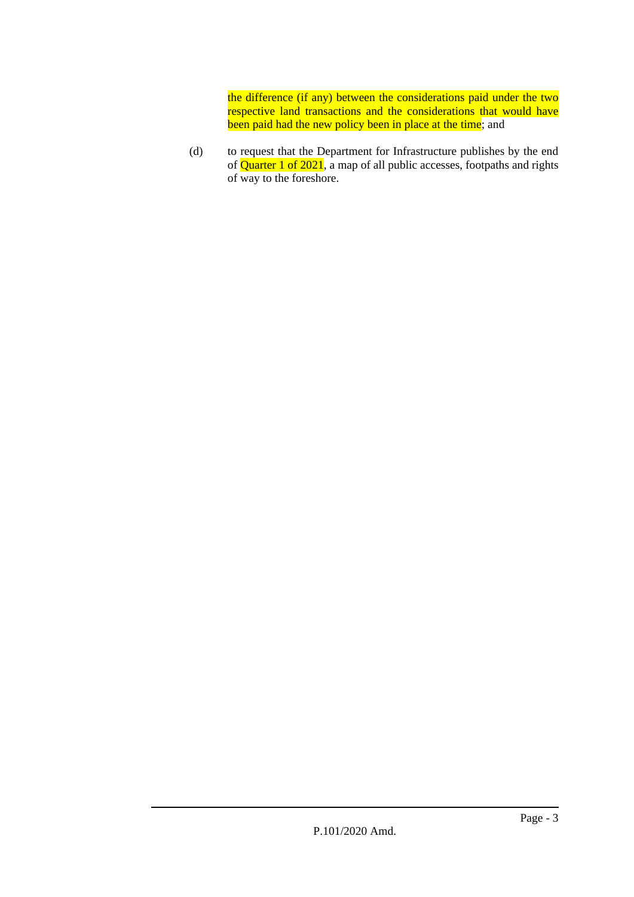the difference (if any) between the considerations paid under the two respective land transactions and the considerations that would have been paid had the new policy been in place at the time; and

(d) to request that the Department for Infrastructure publishes by the end of Quarter 1 of 2021, a map of all public accesses, footpaths and rights of way to the foreshore.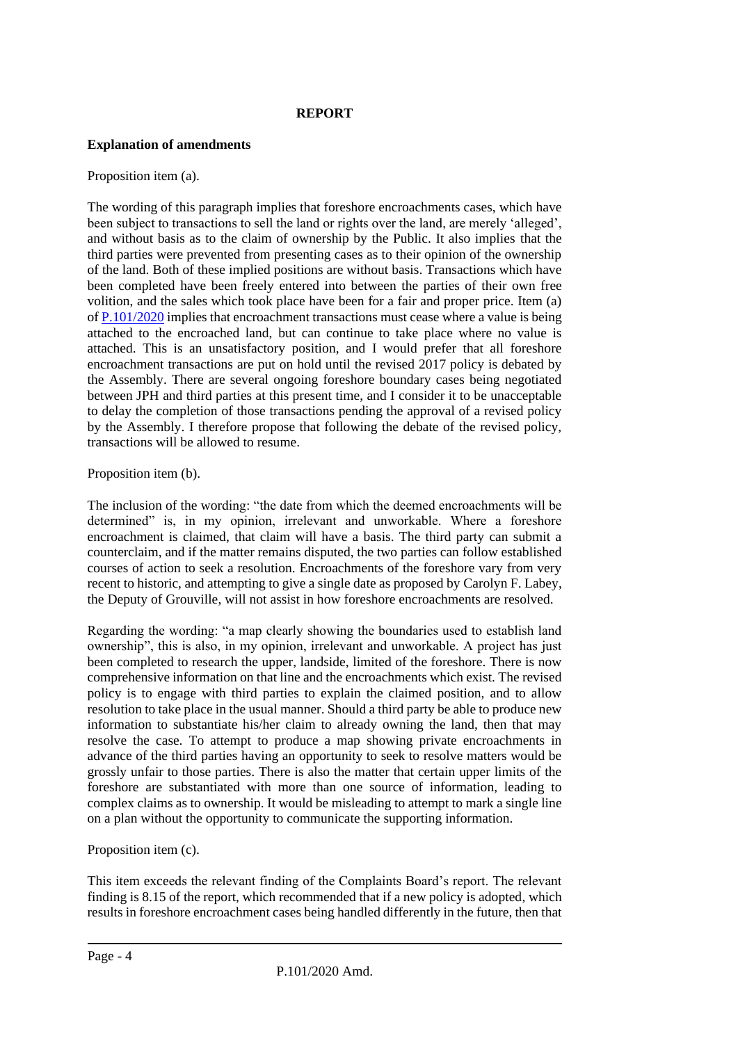**REPORT**

**Explanation of amendments**

Proposition item (a).

The wording of this paragraph implies that foreshore encroachments cases, which have been subject to transactions to sell the land or rights over the land, are merely 'alleged', and without basis as to the claim of ownership by the Public. It also implies that the third parties were prevented from presenting cases as to their opinion of the ownership of the land. Both of these implied positions are without basis. Transactions which have been completed have been freely entered into between the parties of their own free volition, and the sales which took place have been for a fair and proper price. Item (a) of P.101/2020 implies that encroachment transactions must cease where a value is being attached to the encroached land, but can continue to take place where no value is attached. This is an unsatisfactory position, and I would prefer that all foreshore encroachment transactions are put on hold until the revised 2017 policy is debated by the Assembly. There are several ongoing foreshore boundary cases being negotiated between JPH and third parties at this present time, and I consider it to be unacceptable to delay the completion of those transactions pending the approval of a revised policy by the Assembly. I therefore propose that following the debate of the revised policy, transactions will be allowed to resume.

Proposition item (b).

The inclusion of the wording: "the date from which the deemed encroachments will be determined" is, in my opinion, irrelevant and unworkable. Where a foreshore encroachment is claimed, that claim will have a basis. The third party can submit a counterclaim, and if the matter remains disputed, the two parties can follow established courses of action to seek a resolution. Encroachments of the foreshore vary from very recent to historic, and attempting to give a single date as proposed by Carolyn F. Labey, the Deputy of Grouville, will not assist in how foreshore encroachments are resolved.

Regarding the wording: "a map clearly showing the boundaries used to establish land ownership", this is also, in my opinion, irrelevant and unworkable. A project has just been completed to research the upper, landside, limited of the foreshore. There is now comprehensive information on that line and the encroachments which exist. The revised policy is to engage with third parties to explain the claimed position, and to allow resolution to take place in the usual manner. Should a third party be able to produce new information to substantiate his/her claim to already owning the land, then that may resolve the case. To attempt to produce a map showing private encroachments in advance of the third parties having an opportunity to seek to resolve matters would be grossly unfair to those parties. There is also the matter that certain upper limits of the foreshore are substantiated with more than one source of information, leading to complex claims as to ownership. It would be misleading to attempt to mark a single line on a plan without the opportunity to communicate the supporting information.

Proposition item (c).

This item exceeds the relevant finding of the Complaints Board's report. The relevant finding is 8.15 of the report, which recommended that if a new policy is adopted, which results in foreshore encroachment cases being handled differently in the future, then that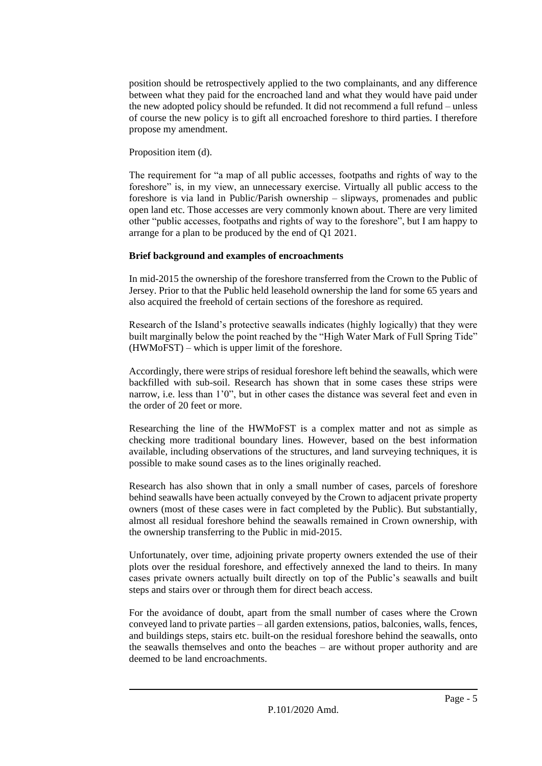position should be retrospectively applied to the two complainants, and any difference between what they paid for the encroached land and what they would have paid under the new adopted policy should be refunded. It did not recommend a full refund – unless of course the new policy is to gift all encroached foreshore to third parties. I therefore propose my amendment.

Proposition item (d).

The requirement for "a map of all public accesses, footpaths and rights of way to the foreshore" is, in my view, an unnecessary exercise. Virtually all public access to the foreshore is via land in Public/Parish ownership – slipways, promenades and public open land etc. Those accesses are very commonly known about. There are very limited other "public accesses, footpaths and rights of way to the foreshore", but I am happy to arrange for a plan to be produced by the end of Q1 2021.

**Brief background and examples of encroachments**

In mid-2015 the ownership of the foreshore transferred from the Crown to the Public of Jersey. Prior to that the Public held leasehold ownership the land for some 65 years and also acquired the freehold of certain sections of the foreshore as required.

Research of the Island's protective seawalls indicates (highly logically) that they were built marginally below the point reached by the "High Water Mark of Full Spring Tide" (HWMoFST) – which is upper limit of the foreshore.

Accordingly, there were strips of residual foreshore left behind the seawalls, which were backfilled with sub-soil. Research has shown that in some cases these strips were narrow, i.e. less than 1'0", but in other cases the distance was several feet and even in the order of 20 feet or more.

Researching the line of the HWMoFST is a complex matter and not as simple as checking more traditional boundary lines. However, based on the best information available, including observations of the structures, and land surveying techniques, it is possible to make sound cases as to the lines originally reached.

Research has also shown that in only a small number of cases, parcels of foreshore behind seawalls have been actually conveyed by the Crown to adjacent private property owners (most of these cases were in fact completed by the Public). But substantially, almost all residual foreshore behind the seawalls remained in Crown ownership, with the ownership transferring to the Public in mid-2015.

Unfortunately, over time, adjoining private property owners extended the use of their plots over the residual foreshore, and effectively annexed the land to theirs. In many cases private owners actually built directly on top of the Public's seawalls and built steps and stairs over or through them for direct beach access.

For the avoidance of doubt, apart from the small number of cases where the Crown conveyed land to private parties – all garden extensions, patios, balconies, walls, fences, and buildings steps, stairs etc. built-on the residual foreshore behind the seawalls, onto the seawalls themselves and onto the beaches – are without proper authority and are deemed to be land encroachments.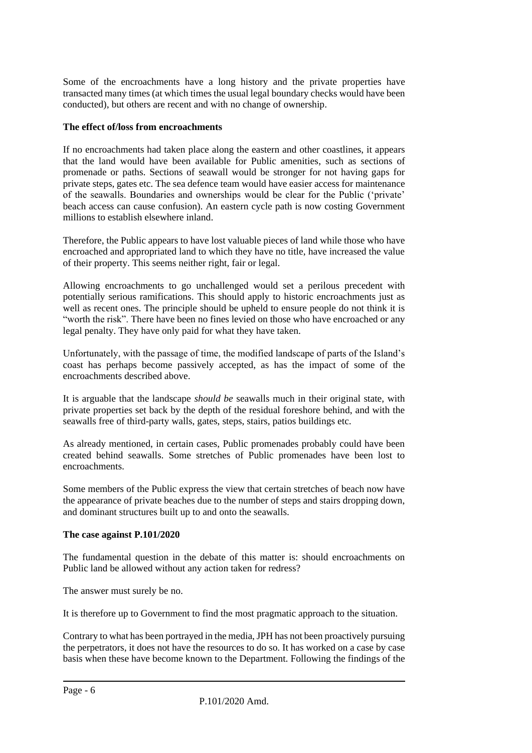Some of the encroachments have a long history and the private properties have transacted many times (at which times the usual legal boundary checks would have been conducted), but others are recent and with no change of ownership.

**The effect of/loss from encroachments**

If no encroachments had taken place along the eastern and other coastlines, it appears that the land would have been available for Public amenities, such as sections of promenade or paths. Sections of seawall would be stronger for not having gaps for private steps, gates etc. The sea defence team would have easier access for maintenance of the seawalls. Boundaries and ownerships would be clear for the Public ('private' beach access can cause confusion). An eastern cycle path is now costing Government millions to establish elsewhere inland.

Therefore, the Public appears to have lost valuable pieces of land while those who have encroached and appropriated land to which they have no title, have increased the value of their property. This seems neither right, fair or legal.

Allowing encroachments to go unchallenged would set a perilous precedent with potentially serious ramifications. This should apply to historic encroachments just as well as recent ones. The principle should be upheld to ensure people do not think it is "worth the risk". There have been no fines levied on those who have encroached or any legal penalty. They have only paid for what they have taken.

Unfortunately, with the passage of time, the modified landscape of parts of the Island's coast has perhaps become passively accepted, as has the impact of some of the encroachments described above.

It is arguable that the landscape *should be* seawalls much in their original state, with private properties set back by the depth of the residual foreshore behind, and with the seawalls free of third-party walls, gates, steps, stairs, patios buildings etc.

As already mentioned, in certain cases, Public promenades probably could have been created behind seawalls. Some stretches of Public promenades have been lost to encroachments.

Some members of the Public express the view that certain stretches of beach now have the appearance of private beaches due to the number of steps and stairs dropping down, and dominant structures built up to and onto the seawalls.

**The case against P.101/2020**

The fundamental question in the debate of this matter is: should encroachments on Public land be allowed without any action taken for redress?

The answer must surely be no.

It is therefore up to Government to find the most pragmatic approach to the situation.

Contrary to what has been portrayed in the media, JPH has not been proactively pursuing the perpetrators, it does not have the resources to do so. It has worked on a case by case basis when these have become known to the Department. Following the findings of the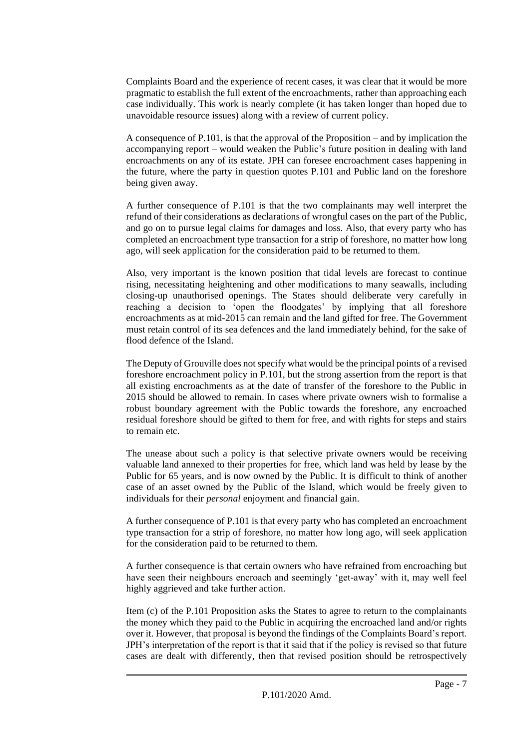Complaints Board and the experience of recent cases, it was clear that it would be more pragmatic to establish the full extent of the encroachments, rather than approaching each case individually. This work is nearly complete (it has taken longer than hoped due to unavoidable resource issues) along with a review of current policy.

A consequence of P.101, is that the approval of the Proposition – and by implication the accompanying report – would weaken the Public's future position in dealing with land encroachments on any of its estate. JPH can foresee encroachment cases happening in the future, where the party in question quotes P.101 and Public land on the foreshore being given away.

A further consequence of P.101 is that the two complainants may well interpret the refund of their considerations as declarations of wrongful cases on the part of the Public, and go on to pursue legal claims for damages and loss. Also, that every party who has completed an encroachment type transaction for a strip of foreshore, no matter how long ago, will seek application for the consideration paid to be returned to them.

Also, very important is the known position that tidal levels are forecast to continue rising, necessitating heightening and other modifications to many seawalls, including closing-up unauthorised openings. The States should deliberate very carefully in reaching a decision to 'open the floodgates' by implying that all foreshore encroachments as at mid-2015 can remain and the land gifted for free. The Government must retain control of its sea defences and the land immediately behind, for the sake of flood defence of the Island.

The Deputy of Grouville does not specify what would be the principal points of a revised foreshore encroachment policy in P.101, but the strong assertion from the report is that all existing encroachments as at the date of transfer of the foreshore to the Public in 2015 should be allowed to remain. In cases where private owners wish to formalise a robust boundary agreement with the Public towards the foreshore, any encroached residual foreshore should be gifted to them for free, and with rights for steps and stairs to remain etc.

The unease about such a policy is that selective private owners would be receiving valuable land annexed to their properties for free, which land was held by lease by the Public for 65 years, and is now owned by the Public. It is difficult to think of another case of an asset owned by the Public of the Island, which would be freely given to individuals for their *personal* enjoyment and financial gain.

A further consequence of P.101 is that every party who has completed an encroachment type transaction for a strip of foreshore, no matter how long ago, will seek application for the consideration paid to be returned to them.

A further consequence is that certain owners who have refrained from encroaching but have seen their neighbours encroach and seemingly 'get-away' with it, may well feel highly aggrieved and take further action.

Item (c) of the P.101 Proposition asks the States to agree to return to the complainants the money which they paid to the Public in acquiring the encroached land and/or rights over it. However, that proposal is beyond the findings of the Complaints Board's report. JPH's interpretation of the report is that it said that if the policy is revised so that future cases are dealt with differently, then that revised position should be retrospectively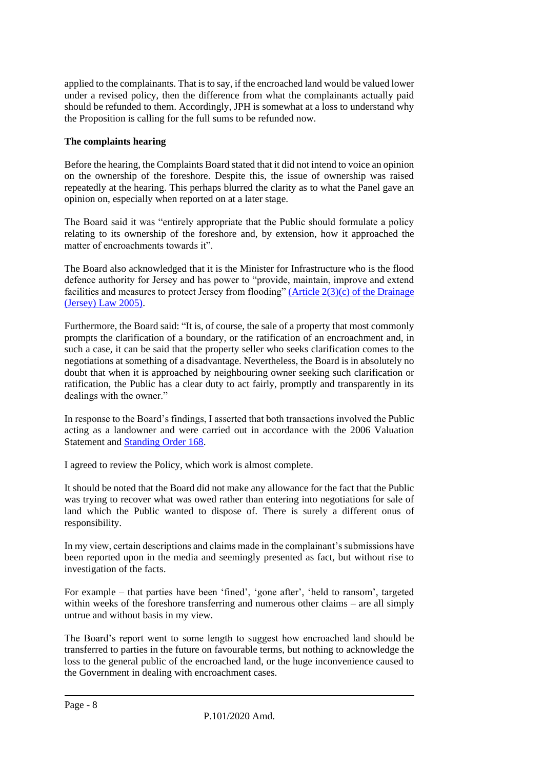applied to the complainants. That is to say, if the encroached land would be valued lower under a revised policy, then the difference from what the complainants actually paid should be refunded to them. Accordingly, JPH is somewhat at a loss to understand why the Proposition is calling for the full sums to be refunded now.

**The complaints hearing**

Before the hearing, the Complaints Board stated that it did not intend to voice an opinion on the ownership of the foreshore. Despite this, the issue of ownership was raised repeatedly at the hearing. This perhaps blurred the clarity as to what the Panel gave an opinion on, especially when reported on at a later stage.

The Board said it was "entirely appropriate that the Public should formulate a policy relating to its ownership of the foreshore and, by extension, how it approached the matter of encroachments towards it".

The Board also acknowledged that it is the Minister for Infrastructure who is the flood defence authority for Jersey and has power to "provide, maintain, improve and extend facilities and measures to protect Jersey from flooding" [(Article 2(3)(c) of the Drainage (Jersey) Law 2005)](#).

Furthermore, the Board said: "It is, of course, the sale of a property that most commonly prompts the clarification of a boundary, or the ratification of an encroachment and, in such a case, it can be said that the property seller who seeks clarification comes to the negotiations at something of a disadvantage. Nevertheless, the Board is in absolutely no doubt that when it is approached by neighbouring owner seeking such clarification or ratification, the Public has a clear duty to act fairly, promptly and transparently in its dealings with the owner."

In response to the Board's findings, I asserted that both transactions involved the Public acting as a landowner and were carried out in accordance with the 2006 Valuation Statement and [Standing Order 168](#).

I agreed to review the Policy, which work is almost complete.

It should be noted that the Board did not make any allowance for the fact that the Public was trying to recover what was owed rather than entering into negotiations for sale of land which the Public wanted to dispose of. There is surely a different onus of responsibility.

In my view, certain descriptions and claims made in the complainant's submissions have been reported upon in the media and seemingly presented as fact, but without rise to investigation of the facts.

For example – that parties have been 'fined', 'gone after', 'held to ransom', targeted within weeks of the foreshore transferring and numerous other claims – are all simply untrue and without basis in my view.

The Board's report went to some length to suggest how encroached land should be transferred to parties in the future on favourable terms, but nothing to acknowledge the loss to the general public of the encroached land, or the huge inconvenience caused to the Government in dealing with encroachment cases.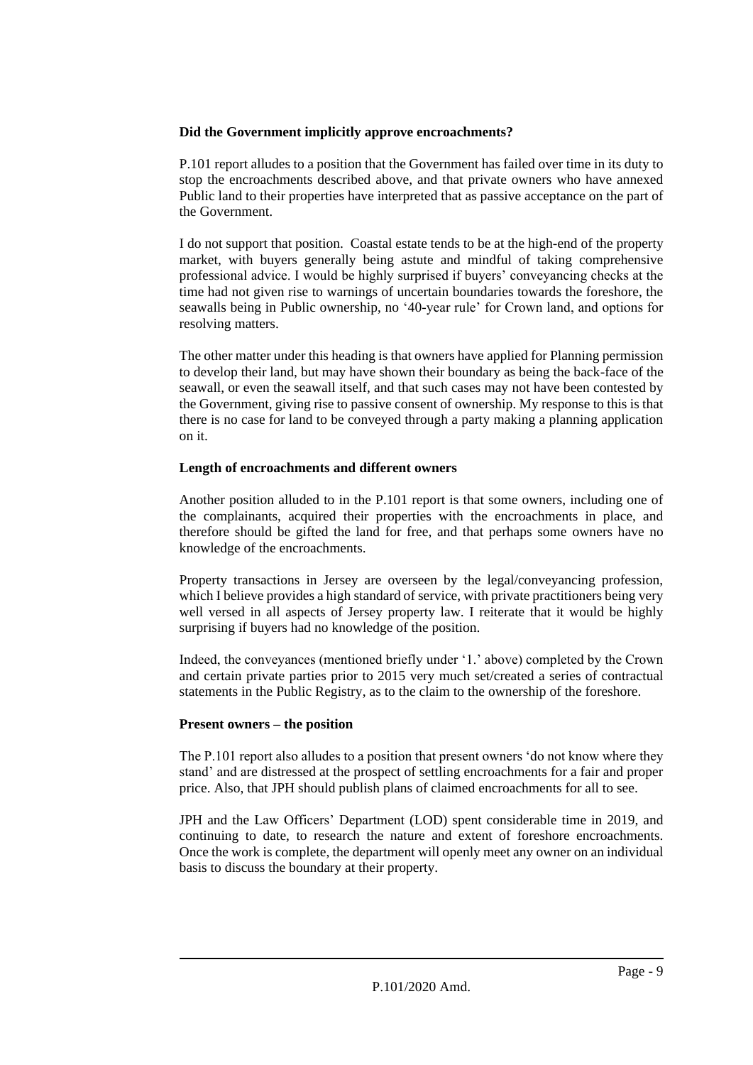**Did the Government implicitly approve encroachments?**

P.101 report alludes to a position that the Government has failed over time in its duty to stop the encroachments described above, and that private owners who have annexed Public land to their properties have interpreted that as passive acceptance on the part of the Government.

I do not support that position. Coastal estate tends to be at the high-end of the property market, with buyers generally being astute and mindful of taking comprehensive professional advice. I would be highly surprised if buyers' conveyancing checks at the time had not given rise to warnings of uncertain boundaries towards the foreshore, the seawalls being in Public ownership, no '40-year rule' for Crown land, and options for resolving matters.

The other matter under this heading is that owners have applied for Planning permission to develop their land, but may have shown their boundary as being the back-face of the seawall, or even the seawall itself, and that such cases may not have been contested by the Government, giving rise to passive consent of ownership. My response to this is that there is no case for land to be conveyed through a party making a planning application on it.

**Length of encroachments and different owners**

Another position alluded to in the P.101 report is that some owners, including one of the complainants, acquired their properties with the encroachments in place, and therefore should be gifted the land for free, and that perhaps some owners have no knowledge of the encroachments.

Property transactions in Jersey are overseen by the legal/conveyancing profession, which I believe provides a high standard of service, with private practitioners being very well versed in all aspects of Jersey property law. I reiterate that it would be highly surprising if buyers had no knowledge of the position.

Indeed, the conveyances (mentioned briefly under '1.' above) completed by the Crown and certain private parties prior to 2015 very much set/created a series of contractual statements in the Public Registry, as to the claim to the ownership of the foreshore.

**Present owners – the position**

The P.101 report also alludes to a position that present owners 'do not know where they stand' and are distressed at the prospect of settling encroachments for a fair and proper price. Also, that JPH should publish plans of claimed encroachments for all to see.

JPH and the Law Officers' Department (LOD) spent considerable time in 2019, and continuing to date, to research the nature and extent of foreshore encroachments. Once the work is complete, the department will openly meet any owner on an individual basis to discuss the boundary at their property.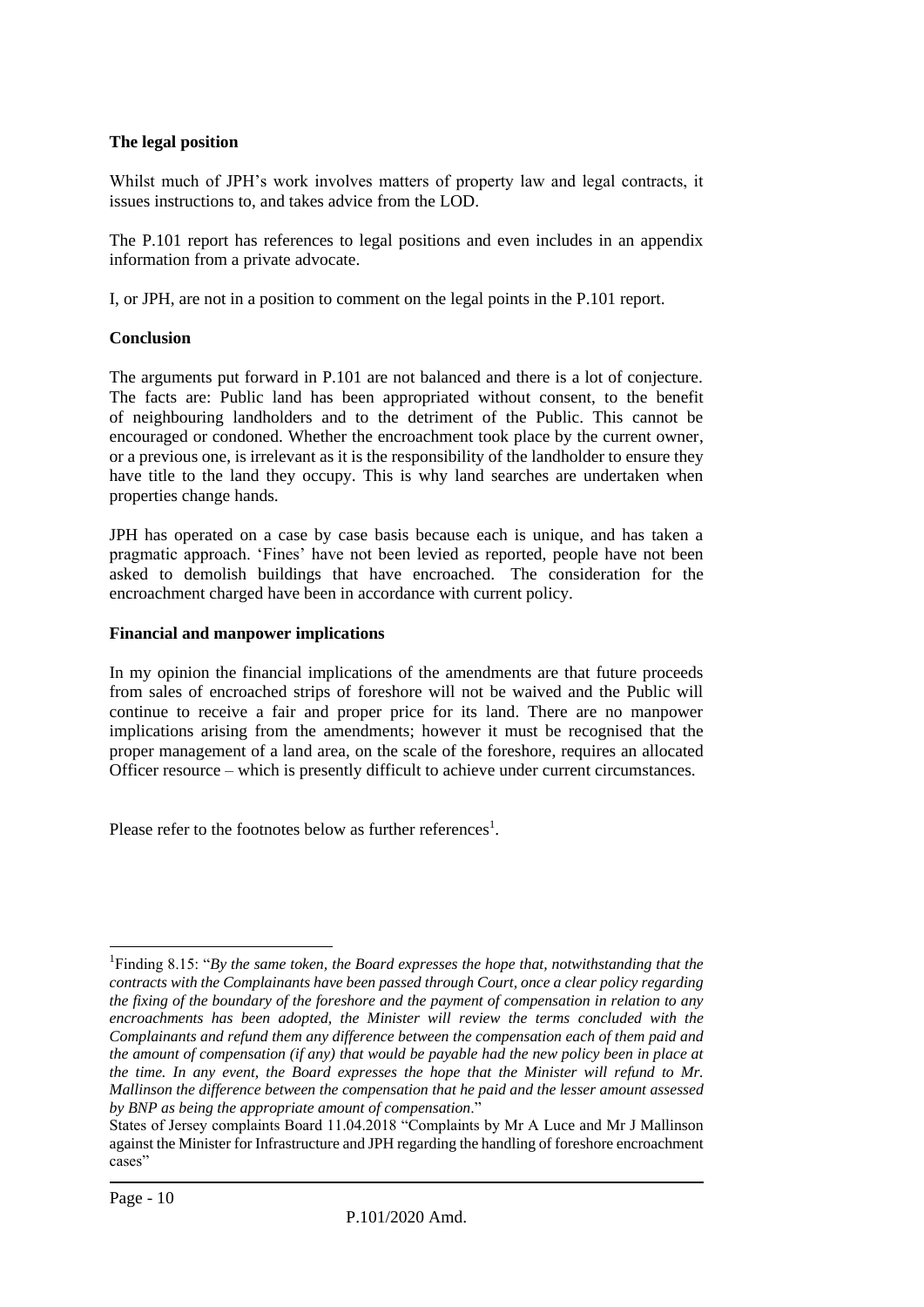## The legal position

Whilst much of JPH's work involves matters of property law and legal contracts, it issues instructions to, and takes advice from the LOD.

The P.101 report has references to legal positions and even includes in an appendix information from a private advocate.

I, or JPH, are not in a position to comment on the legal points in the P.101 report.

## Conclusion

The arguments put forward in P.101 are not balanced and there is a lot of conjecture. The facts are: Public land has been appropriated without consent, to the benefit of neighbouring landholders and to the detriment of the Public. This cannot be encouraged or condoned. Whether the encroachment took place by the current owner, or a previous one, is irrelevant as it is the responsibility of the landholder to ensure they have title to the land they occupy. This is why land searches are undertaken when properties change hands.

JPH has operated on a case by case basis because each is unique, and has taken a pragmatic approach. 'Fines' have not been levied as reported, people have not been asked to demolish buildings that have encroached. The consideration for the encroachment charged have been in accordance with current policy.

## Financial and manpower implications

In my opinion the financial implications of the amendments are that future proceeds from sales of encroached strips of foreshore will not be waived and the Public will continue to receive a fair and proper price for its land. There are no manpower implications arising from the amendments; however it must be recognised that the proper management of a land area, on the scale of the foreshore, requires an allocated Officer resource – which is presently difficult to achieve under current circumstances.

Please refer to the footnotes below as further references[1].

---

[1]Finding 8.15: "*By the same token, the Board expresses the hope that, notwithstanding that the contracts with the Complainants have been passed through Court, once a clear policy regarding the fixing of the boundary of the foreshore and the payment of compensation in relation to any encroachments has been adopted, the Minister will review the terms concluded with the Complainants and refund them any difference between the compensation each of them paid and the amount of compensation (if any) that would be payable had the new policy been in place at the time. In any event, the Board expresses the hope that the Minister will refund to Mr. Mallinson the difference between the compensation that he paid and the lesser amount assessed by BNP as being the appropriate amount of compensation*."

States of Jersey complaints Board 11.04.2018 "Complaints by Mr A Luce and Mr J Mallinson against the Minister for Infrastructure and JPH regarding the handling of foreshore encroachment cases"